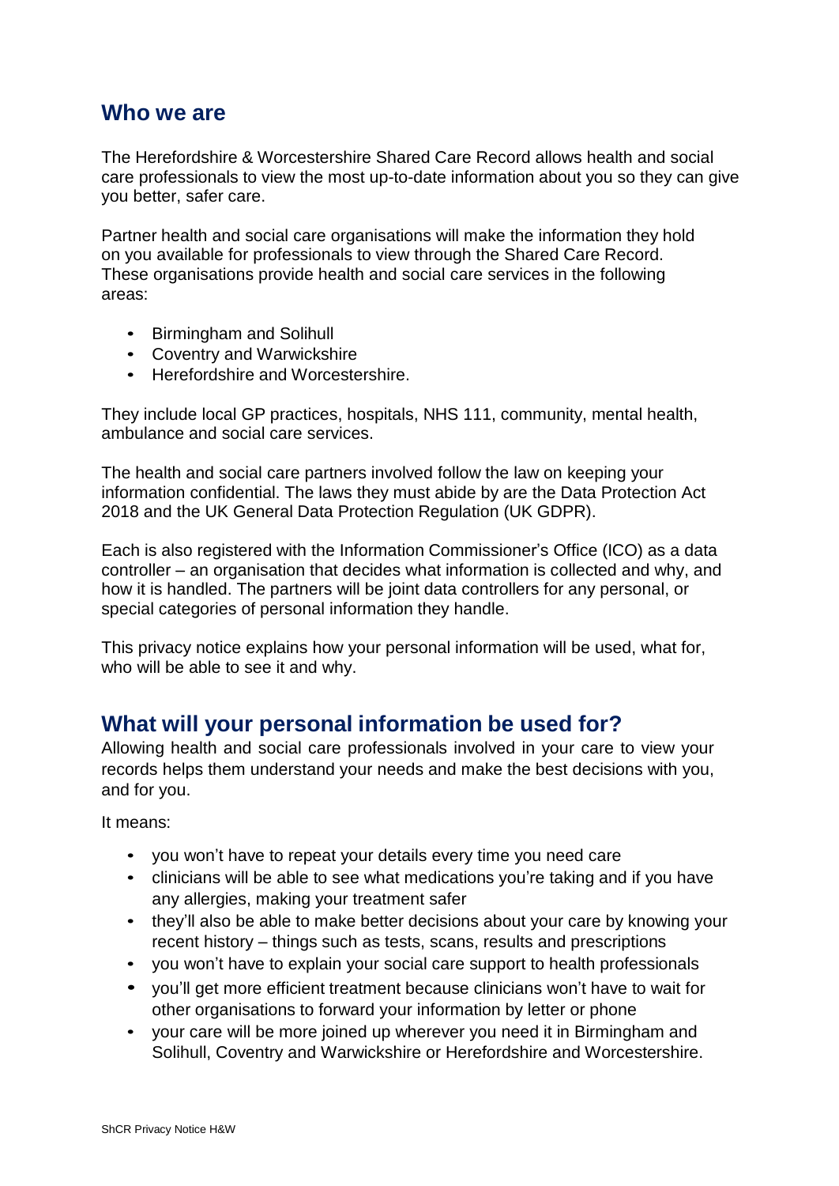## Who we are

The Herefordshire & Worcestershire Shared Care Record allows health and social care professionals to view the most up-to-date information about you so they can give you better, safer care.

Partner health and social care organisations will make the information they hold on you available for professionals to view through the Shared Care Record. These organisations provide health and social care services in the following areas:

- Birmingham and Solihull
- Coventry and Warwickshire
- Herefordshire and Worcestershire.

They include local GP practices, hospitals, NHS 111, community, mental health, ambulance and social care services.

The health and social care partners involved follow the law on keeping your information confidential. The laws they must abide by are the Data Protection Act 2018 and the UK General Data Protection Regulation (UK GDPR).

Each is also registered with the Information Commissioner's Office (ICO) as a data controller – an organisation that decides what information is collected and why, and how it is handled. The partners will be joint data controllers for any personal, or special categories of personal information they handle.

This privacy notice explains how your personal information will be used, what for, who will be able to see it and why.

## What will your personal information be used for?

Allowing health and social care professionals involved in your care to view your records helps them understand your needs and make the best decisions with you, and for you.

It means:

- you won't have to repeat your details every time you need care
- clinicians will be able to see what medications you're taking and if you have any allergies, making your treatment safer
- they'll also be able to make better decisions about your care by knowing your recent history – things such as tests, scans, results and prescriptions
- you won't have to explain your social care support to health professionals
- you'll get more efficient treatment because clinicians won't have to wait for other organisations to forward your information by letter or phone
- your care will be more joined up wherever you need it in Birmingham and Solihull, Coventry and Warwickshire or Herefordshire and Worcestershire.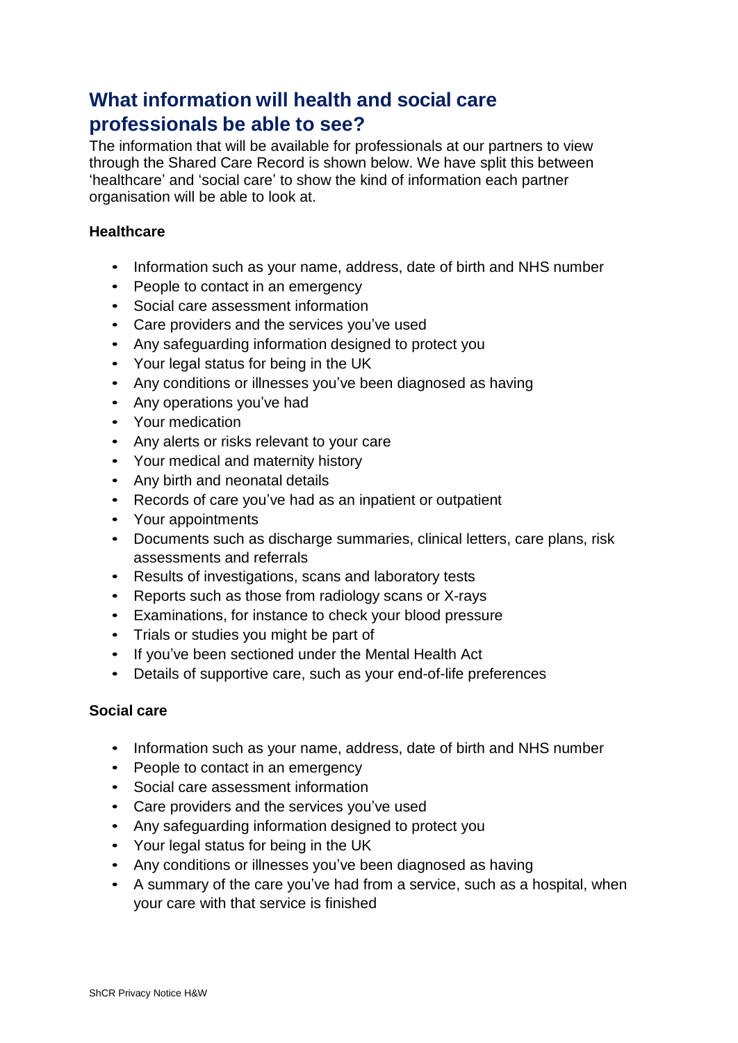## What information will health and social care professionals be able to see?

The information that will be available for professionals at our partners to view through the Shared Care Record is shown below. We have split this between 'healthcare' and 'social care' to show the kind of information each partner organisation will be able to look at.

**Healthcare**

- Information such as your name, address, date of birth and NHS number
- People to contact in an emergency
- Social care assessment information
- Care providers and the services you've used
- Any safeguarding information designed to protect you
- Your legal status for being in the UK
- Any conditions or illnesses you've been diagnosed as having
- Any operations you've had
- Your medication
- Any alerts or risks relevant to your care
- Your medical and maternity history
- Any birth and neonatal details
- Records of care you've had as an inpatient or outpatient
- Your appointments
- Documents such as discharge summaries, clinical letters, care plans, risk assessments and referrals
- Results of investigations, scans and laboratory tests
- Reports such as those from radiology scans or X-rays
- Examinations, for instance to check your blood pressure
- Trials or studies you might be part of
- If you've been sectioned under the Mental Health Act
- Details of supportive care, such as your end-of-life preferences

**Social care**

- Information such as your name, address, date of birth and NHS number
- People to contact in an emergency
- Social care assessment information
- Care providers and the services you've used
- Any safeguarding information designed to protect you
- Your legal status for being in the UK
- Any conditions or illnesses you've been diagnosed as having
- A summary of the care you've had from a service, such as a hospital, when your care with that service is finished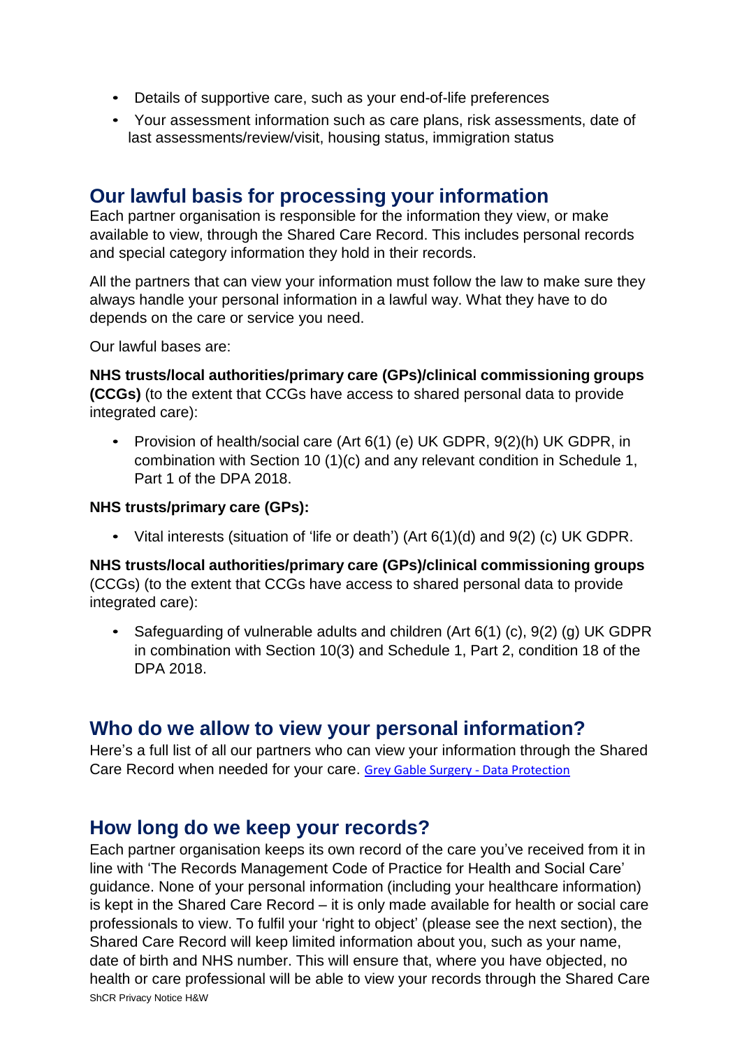- Details of supportive care, such as your end-of-life preferences
- Your assessment information such as care plans, risk assessments, date of last assessments/review/visit, housing status, immigration status

## Our lawful basis for processing your information

Each partner organisation is responsible for the information they view, or make available to view, through the Shared Care Record. This includes personal records and special category information they hold in their records.

All the partners that can view your information must follow the law to make sure they always handle your personal information in a lawful way. What they have to do depends on the care or service you need.

Our lawful bases are:

**NHS trusts/local authorities/primary care (GPs)/clinical commissioning groups (CCGs)** (to the extent that CCGs have access to shared personal data to provide integrated care):

- Provision of health/social care (Art 6(1) (e) UK GDPR, 9(2)(h) UK GDPR, in combination with Section 10 (1)(c) and any relevant condition in Schedule 1, Part 1 of the DPA 2018.

**NHS trusts/primary care (GPs):**

- Vital interests (situation of 'life or death') (Art 6(1)(d) and 9(2) (c) UK GDPR.

**NHS trusts/local authorities/primary care (GPs)/clinical commissioning groups** (CCGs) (to the extent that CCGs have access to shared personal data to provide integrated care):

- Safeguarding of vulnerable adults and children (Art 6(1) (c), 9(2) (g) UK GDPR in combination with Section 10(3) and Schedule 1, Part 2, condition 18 of the DPA 2018.

## Who do we allow to view your personal information?

Here's a full list of all our partners who can view your information through the Shared Care Record when needed for your care. Grey Gable Surgery - Data Protection

## How long do we keep your records?

Each partner organisation keeps its own record of the care you've received from it in line with 'The Records Management Code of Practice for Health and Social Care' guidance. None of your personal information (including your healthcare information) is kept in the Shared Care Record – it is only made available for health or social care professionals to view. To fulfil your 'right to object' (please see the next section), the Shared Care Record will keep limited information about you, such as your name, date of birth and NHS number. This will ensure that, where you have objected, no health or care professional will be able to view your records through the Shared Care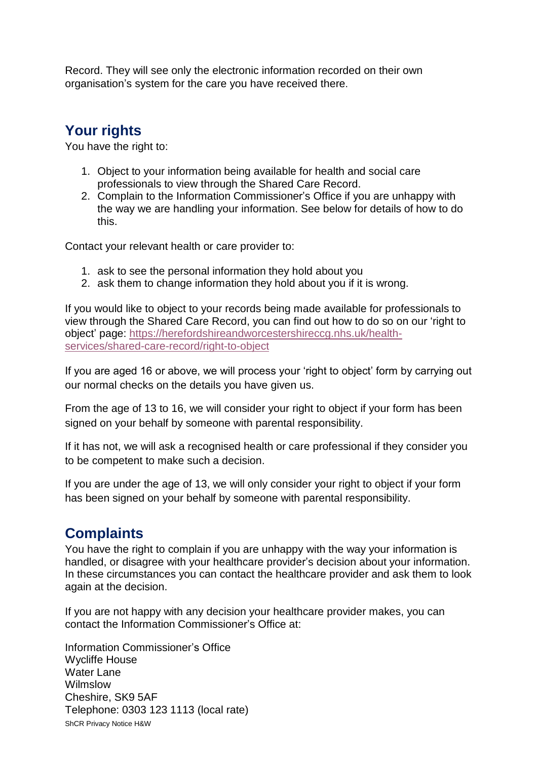Record. They will see only the electronic information recorded on their own organisation's system for the care you have received there.

## Your rights

You have the right to:

1. Object to your information being available for health and social care professionals to view through the Shared Care Record.
2. Complain to the Information Commissioner's Office if you are unhappy with the way we are handling your information. See below for details of how to do this.

Contact your relevant health or care provider to:

1. ask to see the personal information they hold about you
2. ask them to change information they hold about you if it is wrong.

If you would like to object to your records being made available for professionals to view through the Shared Care Record, you can find out how to do so on our 'right to object' page: https://herefordshireandworcestershireccg.nhs.uk/health-services/shared-care-record/right-to-object

If you are aged 16 or above, we will process your 'right to object' form by carrying out our normal checks on the details you have given us.

From the age of 13 to 16, we will consider your right to object if your form has been signed on your behalf by someone with parental responsibility.

If it has not, we will ask a recognised health or care professional if they consider you to be competent to make such a decision.

If you are under the age of 13, we will only consider your right to object if your form has been signed on your behalf by someone with parental responsibility.

## Complaints

You have the right to complain if you are unhappy with the way your information is handled, or disagree with your healthcare provider's decision about your information. In these circumstances you can contact the healthcare provider and ask them to look again at the decision.

If you are not happy with any decision your healthcare provider makes, you can contact the Information Commissioner's Office at:

Information Commissioner's Office
Wycliffe House
Water Lane
Wilmslow
Cheshire, SK9 5AF
Telephone: 0303 123 1113 (local rate)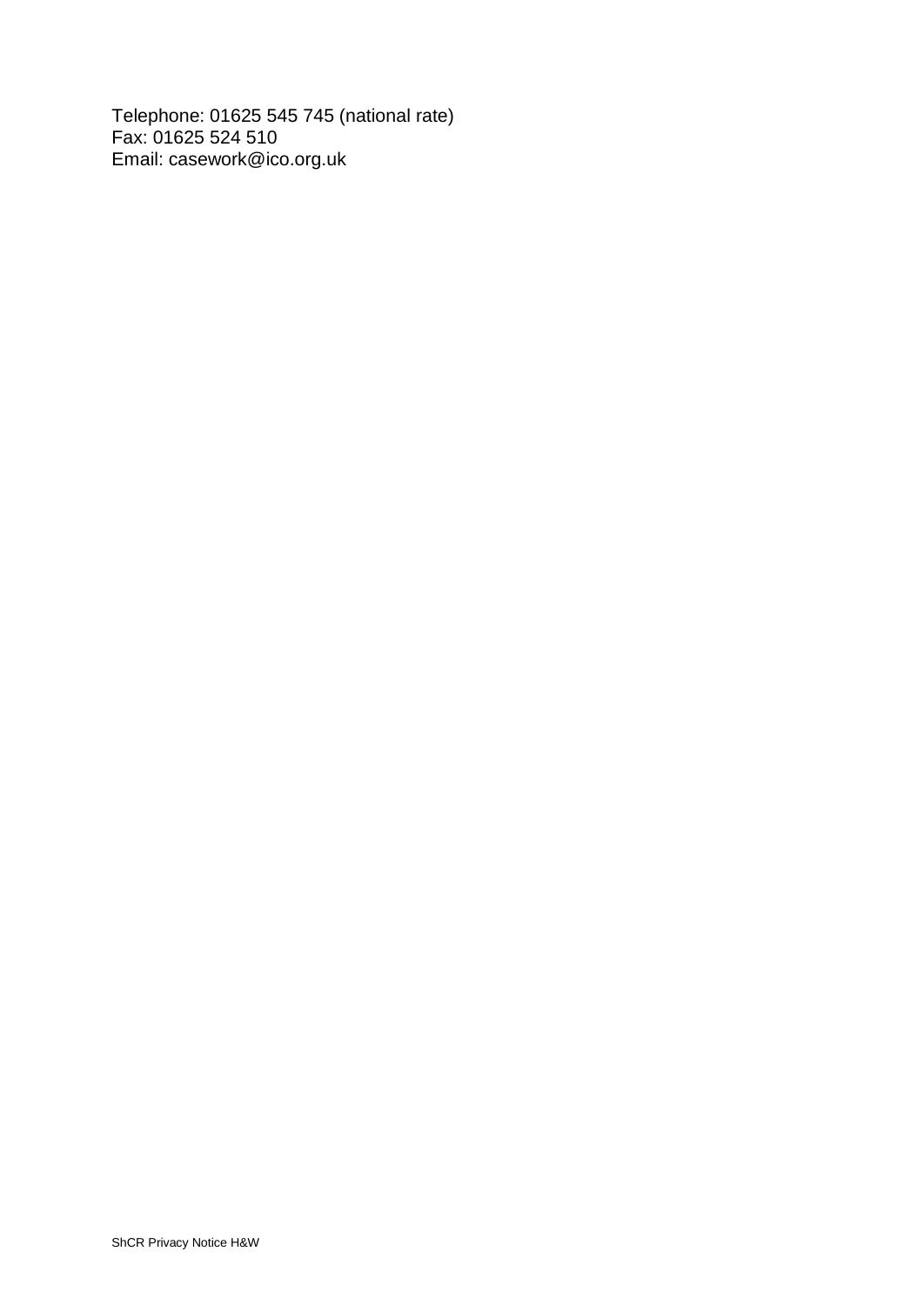Telephone: 01625 545 745 (national rate)
Fax: 01625 524 510
Email: casework@ico.org.uk